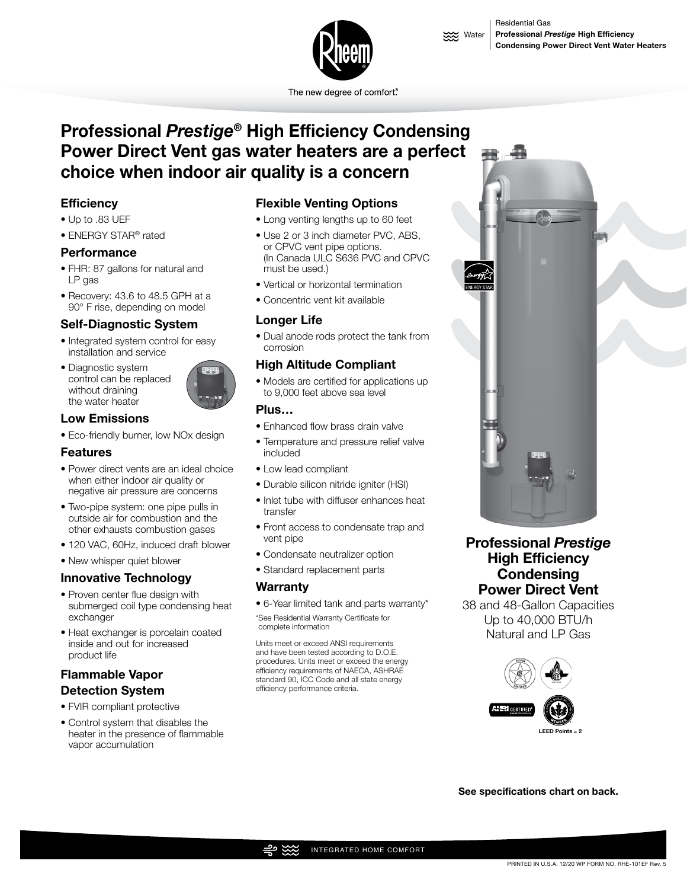Residential Gas
**Professional *Prestige* High Efficiency Condensing Power Direct Vent Water Heaters**

The new degree of comfort.®

# Professional *Prestige*® High Efficiency Condensing Power Direct Vent gas water heaters are a perfect choice when indoor air quality is a concern

### Efficiency

- Up to .83 UEF
- ENERGY STAR® rated

### Performance

- FHR: 87 gallons for natural and LP gas
- Recovery: 43.6 to 48.5 GPH at a 90° F rise, depending on model

### Self-Diagnostic System

- Integrated system control for easy installation and service
- Diagnostic system control can be replaced without draining the water heater

### Low Emissions

- Eco-friendly burner, low NOx design

### Features

- Power direct vents are an ideal choice when either indoor air quality or negative air pressure are concerns
- Two-pipe system: one pipe pulls in outside air for combustion and the other exhausts combustion gases
- 120 VAC, 60Hz, induced draft blower
- New whisper quiet blower

### Innovative Technology

- Proven center flue design with submerged coil type condensing heat exchanger
- Heat exchanger is porcelain coated inside and out for increased product life

### Flammable Vapor Detection System

- FVIR compliant protective
- Control system that disables the heater in the presence of flammable vapor accumulation

### Flexible Venting Options

- Long venting lengths up to 60 feet
- Use 2 or 3 inch diameter PVC, ABS, or CPVC vent pipe options. (In Canada ULC S636 PVC and CPVC must be used.)
- Vertical or horizontal termination
- Concentric vent kit available

### Longer Life

- Dual anode rods protect the tank from corrosion

### High Altitude Compliant

- Models are certified for applications up to 9,000 feet above sea level

### Plus…

- Enhanced flow brass drain valve
- Temperature and pressure relief valve included
- Low lead compliant
- Durable silicon nitride igniter (HSI)
- Inlet tube with diffuser enhances heat transfer
- Front access to condensate trap and vent pipe
- Condensate neutralizer option
- Standard replacement parts

### Warranty

- 6-Year limited tank and parts warranty*

*See Residential Warranty Certificate for complete information

Units meet or exceed ANSI requirements and have been tested according to D.O.E. procedures. Units meet or exceed the energy efficiency requirements of NAECA, ASHRAE standard 90, ICC Code and all state energy efficiency performance criteria.

## Professional *Prestige* High Efficiency Condensing Power Direct Vent

38 and 48-Gallon Capacities
Up to 40,000 BTU/h
Natural and LP Gas

LEED Points = 2

**See specifications chart on back.**

INTEGRATED HOME COMFORT

PRINTED IN U.S.A. 12/20 WP FORM NO. RHE-101EF Rev. 5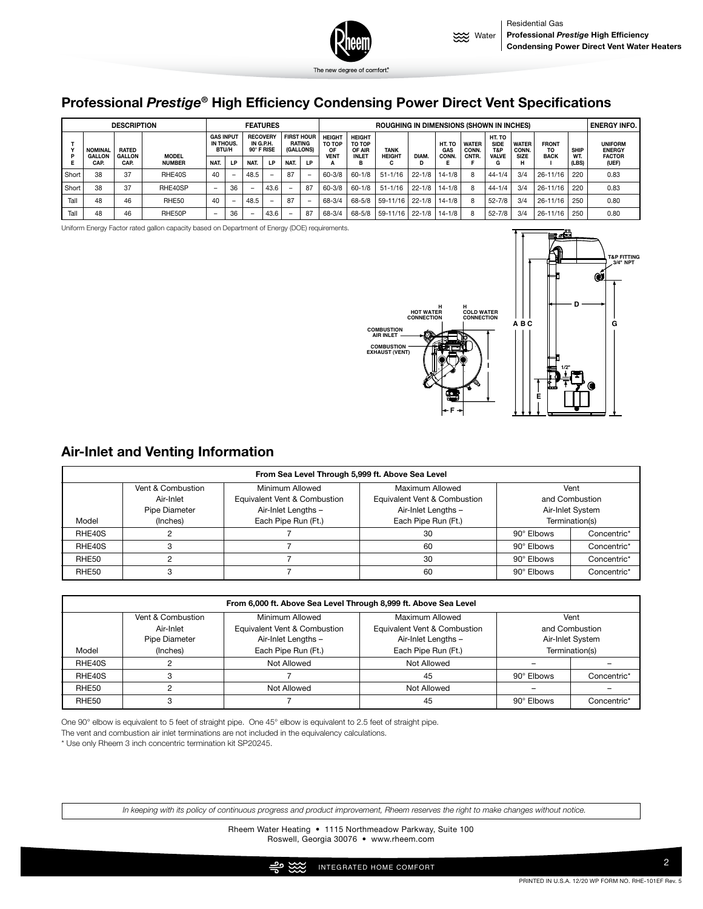## Professional *Prestige*® High Efficiency Condensing Power Direct Vent Specifications

| DESCRIPTION | | | | FEATURES | | | | | | ROUGHING IN DIMENSIONS (SHOWN IN INCHES) | | | | | | | | | | | | ENERGY INFO. |
|---|---|---|---|---|---|---|---|---|---|---|---|---|---|---|---|---|---|---|---|---|---|---|
| TYPE | NOMINAL GALLON CAP. | RATED GALLON CAP. | MODEL NUMBER | GAS INPUT IN THOUS. BTU/H | | RECOVERY IN G.P.H. 90° F RISE | | FIRST HOUR RATING (GALLONS) | | HEIGHT TO TOP OF VENT A | HEIGHT TO TOP OF AIR INLET B | TANK HEIGHT C | DIAM. D | HT. TO GAS CONN. E | WATER CONN. CNTR. F | HT. TO SIDE T&P VALVE G | WATER CONN. SIZE H | FRONT TO BACK I | SHIP WT. (LBS) | UNIFORM ENERGY FACTOR (UEF) |
| | | | | NAT. | LP | NAT. | LP | NAT. | LP | | | | | | | | | | | |
| Short | 38 | 37 | RHE40S | 40 | – | 48.5 | – | 87 | – | 60-3/8 | 60-1/8 | 51-1/16 | 22-1/8 | 14-1/8 | 8 | 44-1/4 | 3/4 | 26-11/16 | 220 | 0.83 |
| Short | 38 | 37 | RHE40SP | – | 36 | – | 43.6 | – | 87 | 60-3/8 | 60-1/8 | 51-1/16 | 22-1/8 | 14-1/8 | 8 | 44-1/4 | 3/4 | 26-11/16 | 220 | 0.83 |
| Tall | 48 | 46 | RHE50 | 40 | – | 48.5 | – | 87 | – | 68-3/4 | 68-5/8 | 59-11/16 | 22-1/8 | 14-1/8 | 8 | 52-7/8 | 3/4 | 26-11/16 | 250 | 0.80 |
| Tall | 48 | 46 | RHE50P | – | 36 | – | 43.6 | – | 87 | 68-3/4 | 68-5/8 | 59-11/16 | 22-1/8 | 14-1/8 | 8 | 52-7/8 | 3/4 | 26-11/16 | 250 | 0.80 |

Uniform Energy Factor rated gallon capacity based on Department of Energy (DOE) requirements.

T&P FITTING 3/4" NPT

HOT WATER CONNECTION H

COLD WATER CONNECTION H

COMBUSTION AIR INLET

COMBUSTION EXHAUST (VENT)

A B C D E F G I 1/2"

## Air-Inlet and Venting Information

| From Sea Level Through 5,999 ft. Above Sea Level | | | | | |
|---|---|---|---|---|---|
| Model | Vent & Combustion Air-Inlet Pipe Diameter (Inches) | Minimum Allowed Equivalent Vent & Combustion Air-Inlet Lengths – Each Pipe Run (Ft.) | Maximum Allowed Equivalent Vent & Combustion Air-Inlet Lengths – Each Pipe Run (Ft.) | Vent and Combustion Air-Inlet System Termination(s) | |
| RHE40S | 2 | 7 | 30 | 90° Elbows | Concentric* |
| RHE40S | 3 | 7 | 60 | 90° Elbows | Concentric* |
| RHE50 | 2 | 7 | 30 | 90° Elbows | Concentric* |
| RHE50 | 3 | 7 | 60 | 90° Elbows | Concentric* |

| From 6,000 ft. Above Sea Level Through 8,999 ft. Above Sea Level | | | | | |
|---|---|---|---|---|---|
| Model | Vent & Combustion Air-Inlet Pipe Diameter (Inches) | Minimum Allowed Equivalent Vent & Combustion Air-Inlet Lengths – Each Pipe Run (Ft.) | Maximum Allowed Equivalent Vent & Combustion Air-Inlet Lengths – Each Pipe Run (Ft.) | Vent and Combustion Air-Inlet System Termination(s) | |
| RHE40S | 2 | Not Allowed | Not Allowed | – | – |
| RHE40S | 3 | 7 | 45 | 90° Elbows | Concentric* |
| RHE50 | 2 | Not Allowed | Not Allowed | – | – |
| RHE50 | 3 | 7 | 45 | 90° Elbows | Concentric* |

One 90° elbow is equivalent to 5 feet of straight pipe. One 45° elbow is equivalent to 2.5 feet of straight pipe.

The vent and combustion air inlet terminations are not included in the equivalency calculations.

* Use only Rheem 3 inch concentric termination kit SP20245.

*In keeping with its policy of continuous progress and product improvement, Rheem reserves the right to make changes without notice.*

Rheem Water Heating • 1115 Northmeadow Parkway, Suite 100
Roswell, Georgia 30076 • www.rheem.com

PRINTED IN U.S.A. 12/20 WP FORM NO. RHE-101EF Rev. 5